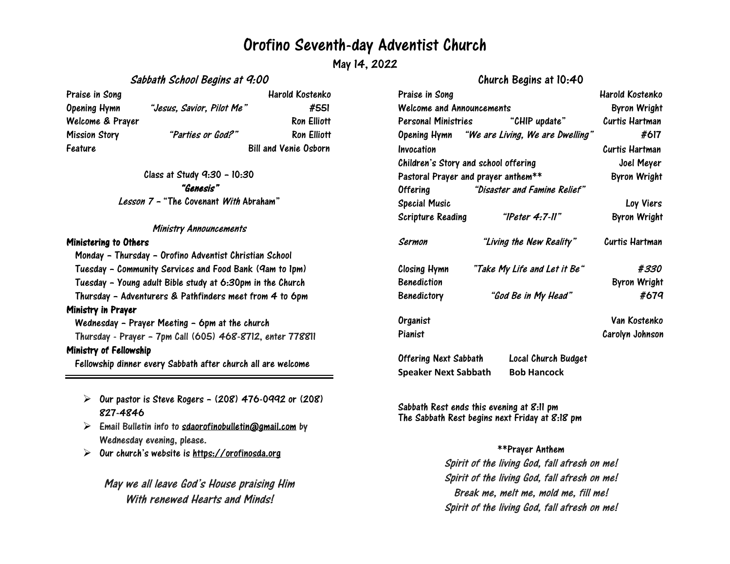# Orofino Seventh-day Adventist Church

May 14, 2022

## *Sabbath School Begins at 9:00*

| | | |
|---|---|---|
| Praise in Song | | Harold Kostenko |
| Opening Hymn | *"Jesus, Savior, Pilot Me"* | #551 |
| Welcome & Prayer | | Ron Elliott |
| Mission Story | *"Parties or God?"* | Ron Elliott |
| Feature | | Bill and Venie Osborn |

Class at Study 9:30 – 10:30

***"Genesis"***

*Lesson 7* – "The Covenant *With* Abraham"

### *Ministry Announcements*

**Ministering to Others**

- Monday – Thursday – Orofino Adventist Christian School
- Tuesday – Community Services and Food Bank (9am to 1pm)
- Tuesday – Young adult Bible study at 6:30pm in the Church
- Thursday – Adventurers & Pathfinders meet from 4 to 6pm

**Ministry in Prayer**

- Wednesday – Prayer Meeting – 6pm at the church
- Thursday - Prayer – 7pm Call (605) 468-8712, enter 778811

**Ministry of Fellowship**

- Fellowship dinner every Sabbath after church all are welcome

---

- Our pastor is Steve Rogers – (208) 476-0992 or (208) 827-4846
- Email Bulletin info to sdaorofinobulletin@gmail.com by Wednesday evening, please.
- Our church's website is https://orofinosda.org

*May we all leave God's House praising Him With renewed Hearts and Minds!*

## Church Begins at 10:40

| | | |
|---|---|---|
| Praise in Song | | Harold Kostenko |
| Welcome and Announcements | | Byron Wright |
| Personal Ministries | "CHIP update" | Curtis Hartman |
| Opening Hymn | *"We are Living, We are Dwelling"* | #617 |
| Invocation | | Curtis Hartman |
| Children's Story and school offering | | Joel Meyer |
| Pastoral Prayer and prayer anthem** | | Byron Wright |
| Offering | *"Disaster and Famine Relief"* | |
| Special Music | | Loy Viers |
| Scripture Reading | *"1Peter 4:7-11"* | Byron Wright |
| *Sermon* | *"Living the New Reality"* | Curtis Hartman |
| Closing Hymn | *"Take My Life and Let it Be"* | *#330* |
| Benediction | | Byron Wright |
| Benedictory | *"God Be in My Head"* | #679 |
| Organist | | Van Kostenko |
| Pianist | | Carolyn Johnson |

| | |
|---|---|
| Offering Next Sabbath | Local Church Budget |
| **Speaker Next Sabbath** | **Bob Hancock** |

Sabbath Rest ends this evening at 8:11 pm
The Sabbath Rest begins next Friday at 8:18 pm

**Prayer Anthem

*Spirit of the living God, fall afresh on me!*
*Spirit of the living God, fall afresh on me!*
*Break me, melt me, mold me, fill me!*
*Spirit of the living God, fall afresh on me!*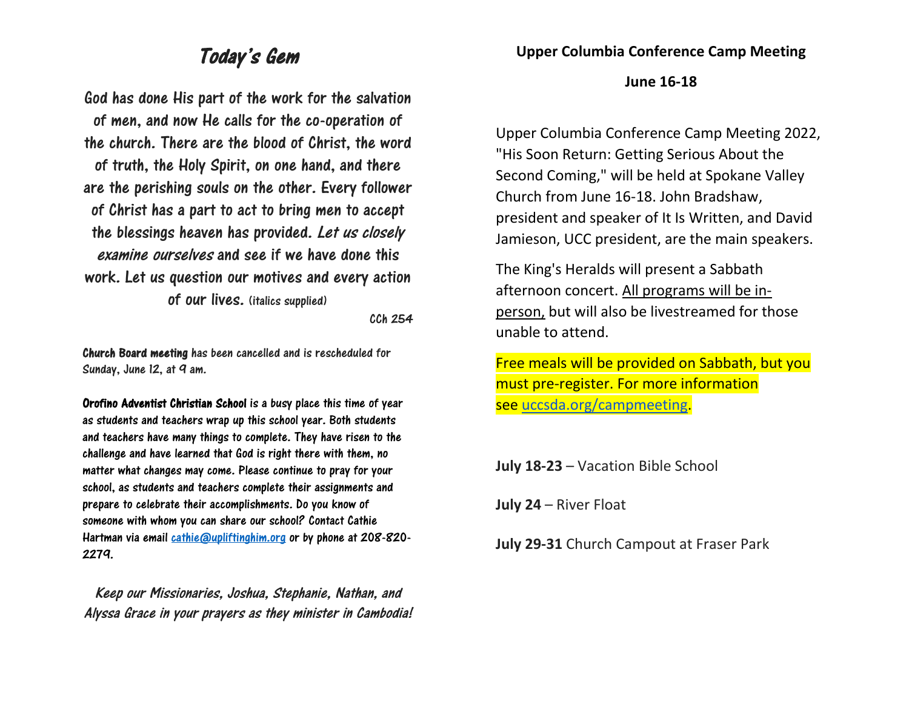# Today's Gem

God has done His part of the work for the salvation of men, and now He calls for the co-operation of the church. There are the blood of Christ, the word of truth, the Holy Spirit, on one hand, and there are the perishing souls on the other. Every follower of Christ has a part to act to bring men to accept the blessings heaven has provided. *Let us closely examine ourselves* and see if we have done this work. Let us question our motives and every action of our lives. (italics supplied)

CCh 254

**Church Board meeting** has been cancelled and is rescheduled for Sunday, June 12, at 9 am.

**Orofino Adventist Christian School** is a busy place this time of year as students and teachers wrap up this school year. Both students and teachers have many things to complete. They have risen to the challenge and have learned that God is right there with them, no matter what changes may come. Please continue to pray for your school, as students and teachers complete their assignments and prepare to celebrate their accomplishments. Do you know of someone with whom you can share our school? Contact Cathie Hartman via email cathie@upliftinghim.org or by phone at 208-820-2279.

*Keep our Missionaries, Joshua, Stephanie, Nathan, and Alyssa Grace in your prayers as they minister in Cambodia!*

**Upper Columbia Conference Camp Meeting**

**June 16-18**

Upper Columbia Conference Camp Meeting 2022, "His Soon Return: Getting Serious About the Second Coming," will be held at Spokane Valley Church from June 16-18. John Bradshaw, president and speaker of It Is Written, and David Jamieson, UCC president, are the main speakers.

The King's Heralds will present a Sabbath afternoon concert. All programs will be in-person, but will also be livestreamed for those unable to attend.

Free meals will be provided on Sabbath, but you must pre-register. For more information see uccsda.org/campmeeting.

**July 18-23** – Vacation Bible School

**July 24** – River Float

**July 29-31** Church Campout at Fraser Park